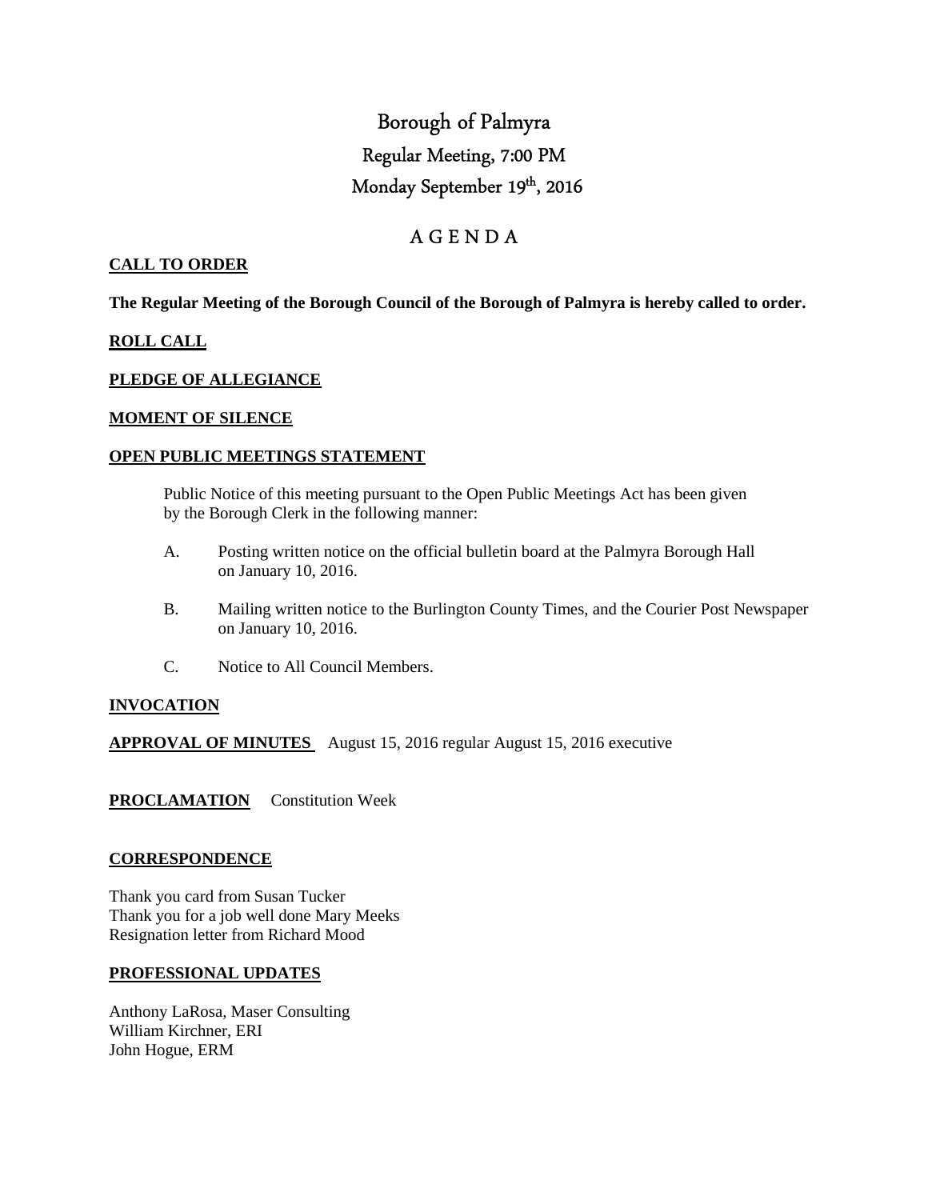# Borough of Palmyra

## Regular Meeting, 7:00 PM

## Monday September 19th, 2016

## A G E N D A

**CALL TO ORDER**

**The Regular Meeting of the Borough Council of the Borough of Palmyra is hereby called to order.**

**ROLL CALL**

**PLEDGE OF ALLEGIANCE**

**MOMENT OF SILENCE**

**OPEN PUBLIC MEETINGS STATEMENT**

Public Notice of this meeting pursuant to the Open Public Meetings Act has been given by the Borough Clerk in the following manner:

A. Posting written notice on the official bulletin board at the Palmyra Borough Hall on January 10, 2016.

B. Mailing written notice to the Burlington County Times, and the Courier Post Newspaper on January 10, 2016.

C. Notice to All Council Members.

**INVOCATION**

**APPROVAL OF MINUTES** August 15, 2016 regular August 15, 2016 executive

**PROCLAMATION** Constitution Week

**CORRESPONDENCE**

Thank you card from Susan Tucker
Thank you for a job well done Mary Meeks
Resignation letter from Richard Mood

**PROFESSIONAL UPDATES**

Anthony LaRosa, Maser Consulting
William Kirchner, ERI
John Hogue, ERM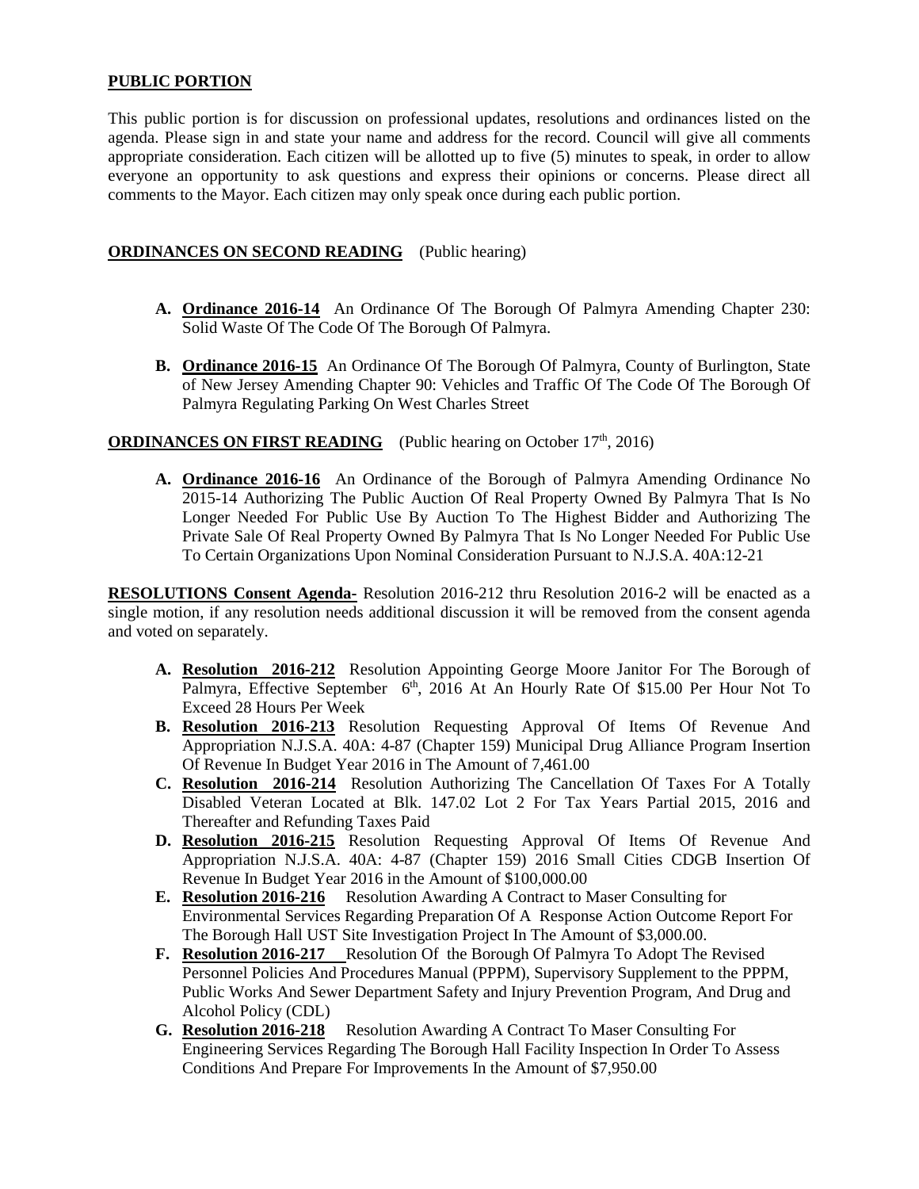## PUBLIC PORTION

This public portion is for discussion on professional updates, resolutions and ordinances listed on the agenda. Please sign in and state your name and address for the record. Council will give all comments appropriate consideration. Each citizen will be allotted up to five (5) minutes to speak, in order to allow everyone an opportunity to ask questions and express their opinions or concerns. Please direct all comments to the Mayor. Each citizen may only speak once during each public portion.

## ORDINANCES ON SECOND READING (Public hearing)

- **A. Ordinance 2016-14** An Ordinance Of The Borough Of Palmyra Amending Chapter 230: Solid Waste Of The Code Of The Borough Of Palmyra.
- **B. Ordinance 2016-15** An Ordinance Of The Borough Of Palmyra, County of Burlington, State of New Jersey Amending Chapter 90: Vehicles and Traffic Of The Code Of The Borough Of Palmyra Regulating Parking On West Charles Street

## ORDINANCES ON FIRST READING (Public hearing on October 17th, 2016)

- **A. Ordinance 2016-16** An Ordinance of the Borough of Palmyra Amending Ordinance No 2015-14 Authorizing The Public Auction Of Real Property Owned By Palmyra That Is No Longer Needed For Public Use By Auction To The Highest Bidder and Authorizing The Private Sale Of Real Property Owned By Palmyra That Is No Longer Needed For Public Use To Certain Organizations Upon Nominal Consideration Pursuant to N.J.S.A. 40A:12-21

**RESOLUTIONS Consent Agenda-** Resolution 2016-212 thru Resolution 2016-2 will be enacted as a single motion, if any resolution needs additional discussion it will be removed from the consent agenda and voted on separately.

- **A. Resolution 2016-212** Resolution Appointing George Moore Janitor For The Borough of Palmyra, Effective September 6th, 2016 At An Hourly Rate Of $15.00 Per Hour Not To Exceed 28 Hours Per Week
- **B. Resolution 2016-213** Resolution Requesting Approval Of Items Of Revenue And Appropriation N.J.S.A. 40A: 4-87 (Chapter 159) Municipal Drug Alliance Program Insertion Of Revenue In Budget Year 2016 in The Amount of 7,461.00
- **C. Resolution 2016-214** Resolution Authorizing The Cancellation Of Taxes For A Totally Disabled Veteran Located at Blk. 147.02 Lot 2 For Tax Years Partial 2015, 2016 and Thereafter and Refunding Taxes Paid
- **D. Resolution 2016-215** Resolution Requesting Approval Of Items Of Revenue And Appropriation N.J.S.A. 40A: 4-87 (Chapter 159) 2016 Small Cities CDGB Insertion Of Revenue In Budget Year 2016 in the Amount of $100,000.00
- **E. Resolution 2016-216** Resolution Awarding A Contract to Maser Consulting for Environmental Services Regarding Preparation Of A Response Action Outcome Report For The Borough Hall UST Site Investigation Project In The Amount of $3,000.00.
- **F. Resolution 2016-217** Resolution Of the Borough Of Palmyra To Adopt The Revised Personnel Policies And Procedures Manual (PPPM), Supervisory Supplement to the PPPM, Public Works And Sewer Department Safety and Injury Prevention Program, And Drug and Alcohol Policy (CDL)
- **G. Resolution 2016-218** Resolution Awarding A Contract To Maser Consulting For Engineering Services Regarding The Borough Hall Facility Inspection In Order To Assess Conditions And Prepare For Improvements In the Amount of $7,950.00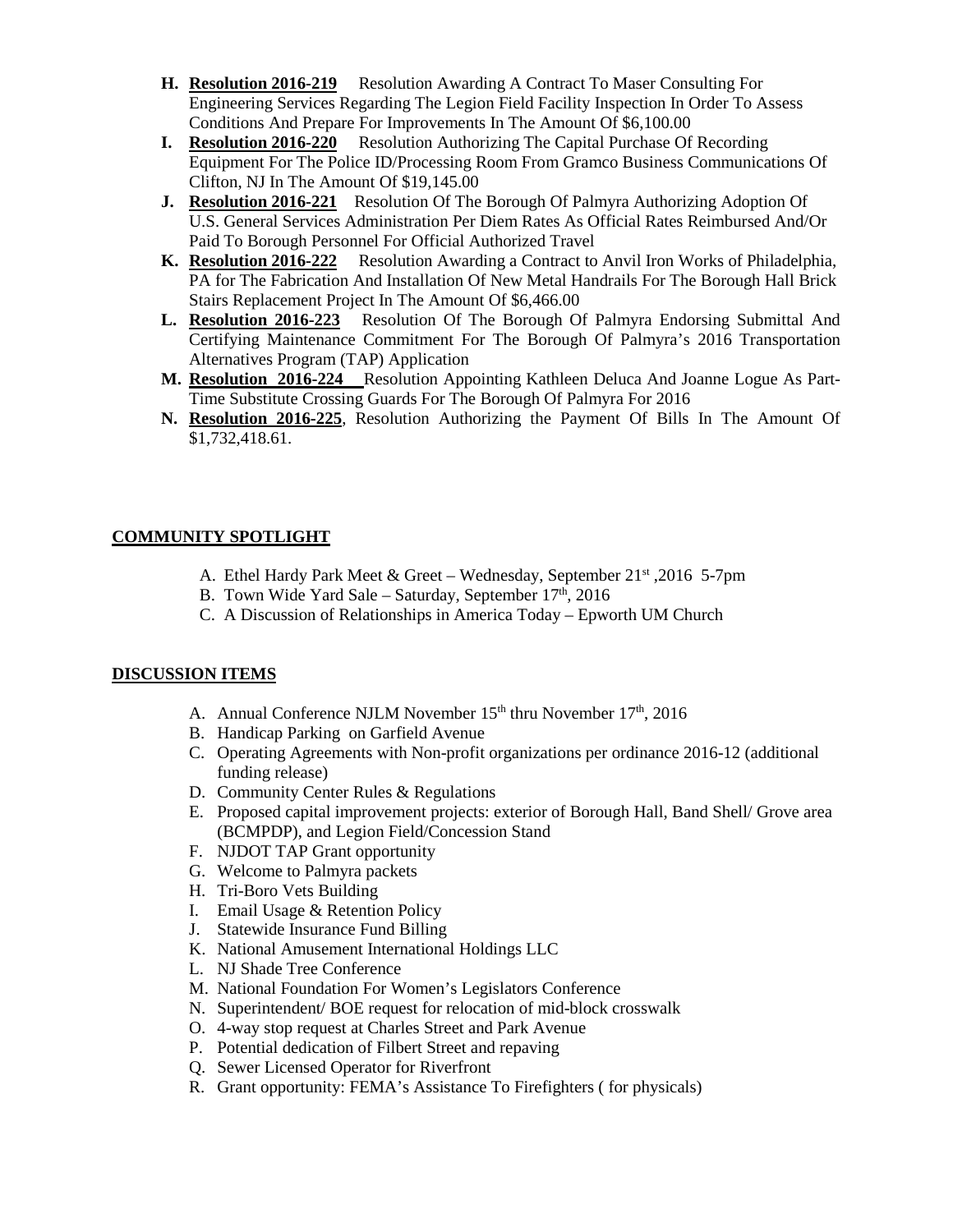- **H.** **Resolution 2016-219** Resolution Awarding A Contract To Maser Consulting For Engineering Services Regarding The Legion Field Facility Inspection In Order To Assess Conditions And Prepare For Improvements In The Amount Of $6,100.00
- **I.** **Resolution 2016-220** Resolution Authorizing The Capital Purchase Of Recording Equipment For The Police ID/Processing Room From Gramco Business Communications Of Clifton, NJ In The Amount Of $19,145.00
- **J.** **Resolution 2016-221** Resolution Of The Borough Of Palmyra Authorizing Adoption Of U.S. General Services Administration Per Diem Rates As Official Rates Reimbursed And/Or Paid To Borough Personnel For Official Authorized Travel
- **K.** **Resolution 2016-222** Resolution Awarding a Contract to Anvil Iron Works of Philadelphia, PA for The Fabrication And Installation Of New Metal Handrails For The Borough Hall Brick Stairs Replacement Project In The Amount Of $6,466.00
- **L.** **Resolution 2016-223** Resolution Of The Borough Of Palmyra Endorsing Submittal And Certifying Maintenance Commitment For The Borough Of Palmyra's 2016 Transportation Alternatives Program (TAP) Application
- **M.** **Resolution 2016-224** Resolution Appointing Kathleen Deluca And Joanne Logue As Part-Time Substitute Crossing Guards For The Borough Of Palmyra For 2016
- **N.** **Resolution 2016-225**, Resolution Authorizing the Payment Of Bills In The Amount Of $1,732,418.61.

## COMMUNITY SPOTLIGHT

A. Ethel Hardy Park Meet & Greet – Wednesday, September 21st ,2016 5-7pm
B. Town Wide Yard Sale – Saturday, September 17th, 2016
C. A Discussion of Relationships in America Today – Epworth UM Church

## DISCUSSION ITEMS

A. Annual Conference NJLM November 15th thru November 17th, 2016
B. Handicap Parking on Garfield Avenue
C. Operating Agreements with Non-profit organizations per ordinance 2016-12 (additional funding release)
D. Community Center Rules & Regulations
E. Proposed capital improvement projects: exterior of Borough Hall, Band Shell/ Grove area (BCMPDP), and Legion Field/Concession Stand
F. NJDOT TAP Grant opportunity
G. Welcome to Palmyra packets
H. Tri-Boro Vets Building
I. Email Usage & Retention Policy
J. Statewide Insurance Fund Billing
K. National Amusement International Holdings LLC
L. NJ Shade Tree Conference
M. National Foundation For Women's Legislators Conference
N. Superintendent/ BOE request for relocation of mid-block crosswalk
O. 4-way stop request at Charles Street and Park Avenue
P. Potential dedication of Filbert Street and repaving
Q. Sewer Licensed Operator for Riverfront
R. Grant opportunity: FEMA's Assistance To Firefighters ( for physicals)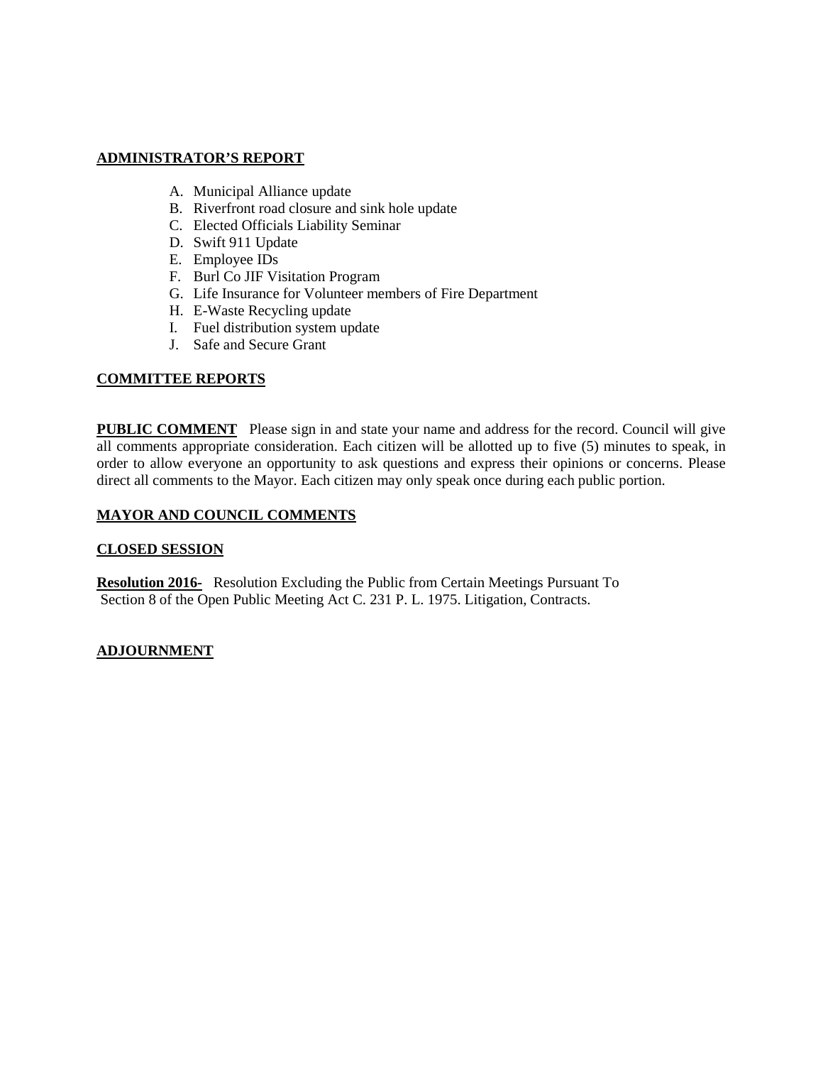**ADMINISTRATOR'S REPORT**

A. Municipal Alliance update
B. Riverfront road closure and sink hole update
C. Elected Officials Liability Seminar
D. Swift 911 Update
E. Employee IDs
F. Burl Co JIF Visitation Program
G. Life Insurance for Volunteer members of Fire Department
H. E-Waste Recycling update
I. Fuel distribution system update
J. Safe and Secure Grant

**COMMITTEE REPORTS**

**PUBLIC COMMENT** Please sign in and state your name and address for the record. Council will give all comments appropriate consideration. Each citizen will be allotted up to five (5) minutes to speak, in order to allow everyone an opportunity to ask questions and express their opinions or concerns. Please direct all comments to the Mayor. Each citizen may only speak once during each public portion.

**MAYOR AND COUNCIL COMMENTS**

**CLOSED SESSION**

**Resolution 2016-** Resolution Excluding the Public from Certain Meetings Pursuant To Section 8 of the Open Public Meeting Act C. 231 P. L. 1975. Litigation, Contracts.

**ADJOURNMENT**